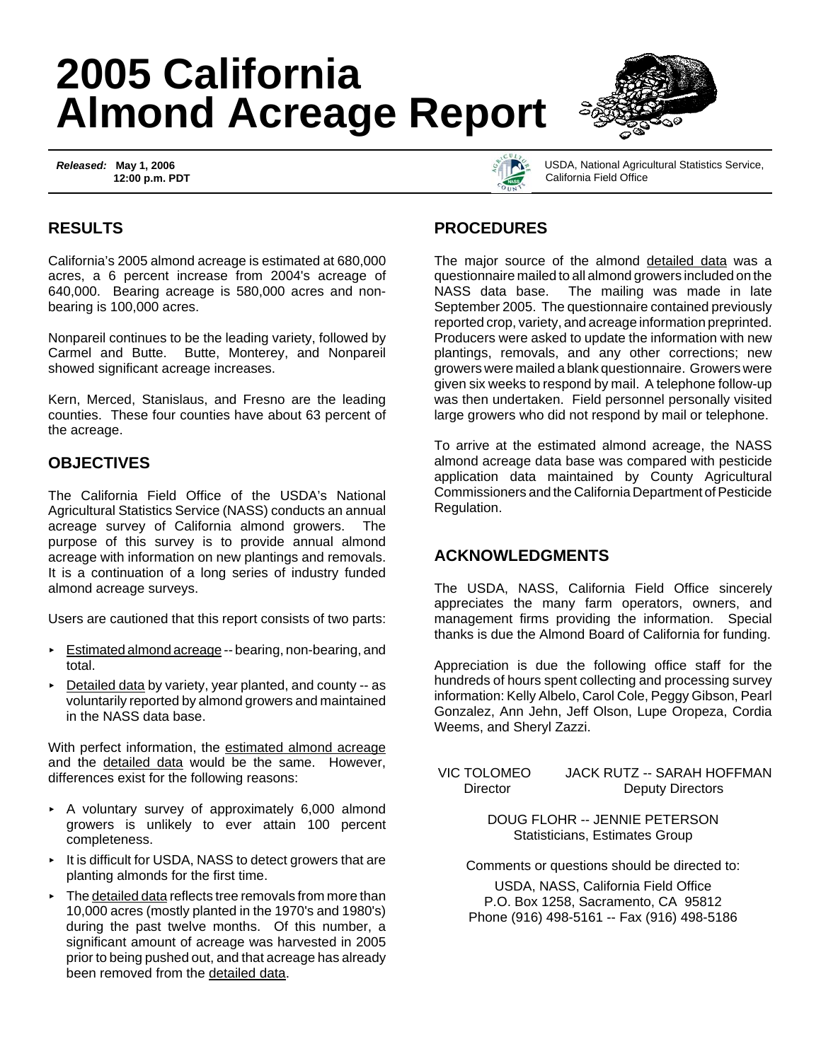# 2005 California Almond Acreage Report

*Released:* **May 1, 2006**
**12:00 p.m. PDT**

USDA, National Agricultural Statistics Service, California Field Office

## RESULTS

California's 2005 almond acreage is estimated at 680,000 acres, a 6 percent increase from 2004's acreage of 640,000. Bearing acreage is 580,000 acres and non-bearing is 100,000 acres.

Nonpareil continues to be the leading variety, followed by Carmel and Butte. Butte, Monterey, and Nonpareil showed significant acreage increases.

Kern, Merced, Stanislaus, and Fresno are the leading counties. These four counties have about 63 percent of the acreage.

## OBJECTIVES

The California Field Office of the USDA's National Agricultural Statistics Service (NASS) conducts an annual acreage survey of California almond growers. The purpose of this survey is to provide annual almond acreage with information on new plantings and removals. It is a continuation of a long series of industry funded almond acreage surveys.

Users are cautioned that this report consists of two parts:

- Estimated almond acreage -- bearing, non-bearing, and total.
- Detailed data by variety, year planted, and county -- as voluntarily reported by almond growers and maintained in the NASS data base.

With perfect information, the estimated almond acreage and the detailed data would be the same. However, differences exist for the following reasons:

- A voluntary survey of approximately 6,000 almond growers is unlikely to ever attain 100 percent completeness.
- It is difficult for USDA, NASS to detect growers that are planting almonds for the first time.
- The detailed data reflects tree removals from more than 10,000 acres (mostly planted in the 1970's and 1980's) during the past twelve months. Of this number, a significant amount of acreage was harvested in 2005 prior to being pushed out, and that acreage has already been removed from the detailed data.

## PROCEDURES

The major source of the almond detailed data was a questionnaire mailed to all almond growers included on the NASS data base. The mailing was made in late September 2005. The questionnaire contained previously reported crop, variety, and acreage information preprinted. Producers were asked to update the information with new plantings, removals, and any other corrections; new growers were mailed a blank questionnaire. Growers were given six weeks to respond by mail. A telephone follow-up was then undertaken. Field personnel personally visited large growers who did not respond by mail or telephone.

To arrive at the estimated almond acreage, the NASS almond acreage data base was compared with pesticide application data maintained by County Agricultural Commissioners and the California Department of Pesticide Regulation.

## ACKNOWLEDGMENTS

The USDA, NASS, California Field Office sincerely appreciates the many farm operators, owners, and management firms providing the information. Special thanks is due the Almond Board of California for funding.

Appreciation is due the following office staff for the hundreds of hours spent collecting and processing survey information: Kelly Albelo, Carol Cole, Peggy Gibson, Pearl Gonzalez, Ann Jehn, Jeff Olson, Lupe Oropeza, Cordia Weems, and Sheryl Zazzi.

VIC TOLOMEO
Director

JACK RUTZ -- SARAH HOFFMAN
Deputy Directors

DOUG FLOHR -- JENNIE PETERSON
Statisticians, Estimates Group

Comments or questions should be directed to:

USDA, NASS, California Field Office
P.O. Box 1258, Sacramento, CA 95812
Phone (916) 498-5161 -- Fax (916) 498-5186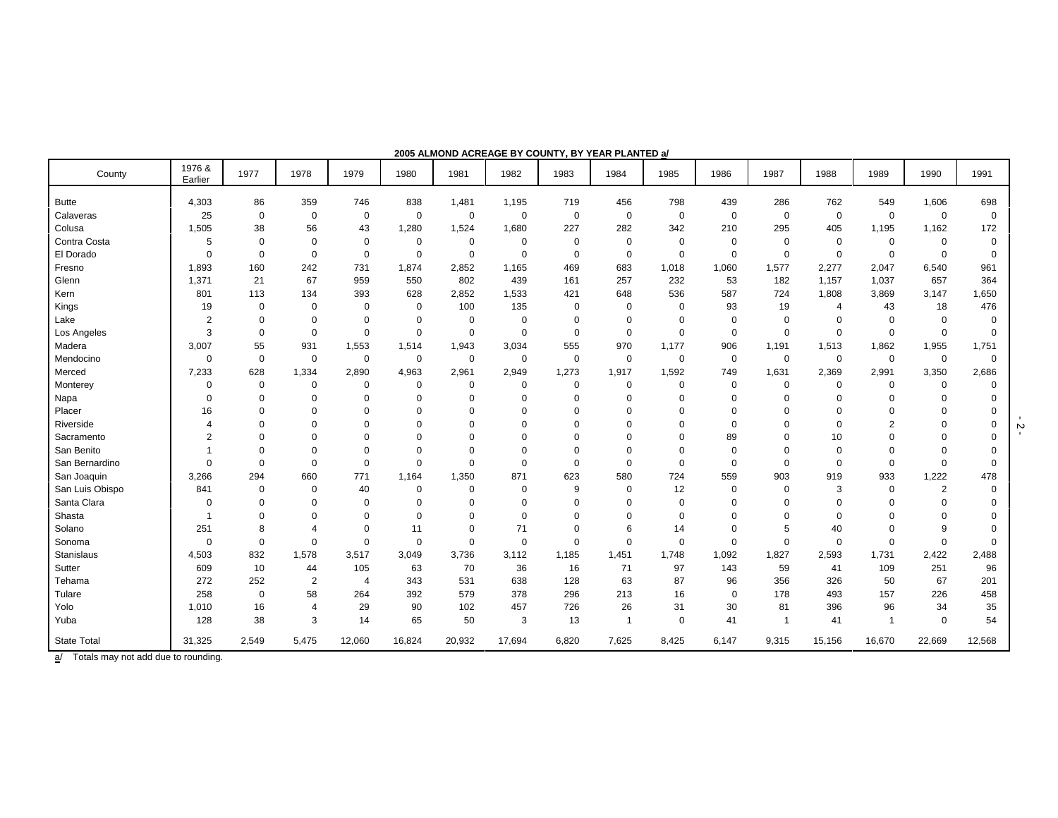**2005 ALMOND ACREAGE BY COUNTY, BY YEAR PLANTED a/**

| County | 1976 & Earlier | 1977 | 1978 | 1979 | 1980 | 1981 | 1982 | 1983 | 1984 | 1985 | 1986 | 1987 | 1988 | 1989 | 1990 | 1991 |
|---|---|---|---|---|---|---|---|---|---|---|---|---|---|---|---|---|
| Butte | 4,303 | 86 | 359 | 746 | 838 | 1,481 | 1,195 | 719 | 456 | 798 | 439 | 286 | 762 | 549 | 1,606 | 698 |
| Calaveras | 25 | 0 | 0 | 0 | 0 | 0 | 0 | 0 | 0 | 0 | 0 | 0 | 0 | 0 | 0 | 0 |
| Colusa | 1,505 | 38 | 56 | 43 | 1,280 | 1,524 | 1,680 | 227 | 282 | 342 | 210 | 295 | 405 | 1,195 | 1,162 | 172 |
| Contra Costa | 5 | 0 | 0 | 0 | 0 | 0 | 0 | 0 | 0 | 0 | 0 | 0 | 0 | 0 | 0 | 0 |
| El Dorado | 0 | 0 | 0 | 0 | 0 | 0 | 0 | 0 | 0 | 0 | 0 | 0 | 0 | 0 | 0 | 0 |
| Fresno | 1,893 | 160 | 242 | 731 | 1,874 | 2,852 | 1,165 | 469 | 683 | 1,018 | 1,060 | 1,577 | 2,277 | 2,047 | 6,540 | 961 |
| Glenn | 1,371 | 21 | 67 | 959 | 550 | 802 | 439 | 161 | 257 | 232 | 53 | 182 | 1,157 | 1,037 | 657 | 364 |
| Kern | 801 | 113 | 134 | 393 | 628 | 2,852 | 1,533 | 421 | 648 | 536 | 587 | 724 | 1,808 | 3,869 | 3,147 | 1,650 |
| Kings | 19 | 0 | 0 | 0 | 0 | 100 | 135 | 0 | 0 | 0 | 93 | 19 | 4 | 43 | 18 | 476 |
| Lake | 2 | 0 | 0 | 0 | 0 | 0 | 0 | 0 | 0 | 0 | 0 | 0 | 0 | 0 | 0 | 0 |
| Los Angeles | 3 | 0 | 0 | 0 | 0 | 0 | 0 | 0 | 0 | 0 | 0 | 0 | 0 | 0 | 0 | 0 |
| Madera | 3,007 | 55 | 931 | 1,553 | 1,514 | 1,943 | 3,034 | 555 | 970 | 1,177 | 906 | 1,191 | 1,513 | 1,862 | 1,955 | 1,751 |
| Mendocino | 0 | 0 | 0 | 0 | 0 | 0 | 0 | 0 | 0 | 0 | 0 | 0 | 0 | 0 | 0 | 0 |
| Merced | 7,233 | 628 | 1,334 | 2,890 | 4,963 | 2,961 | 2,949 | 1,273 | 1,917 | 1,592 | 749 | 1,631 | 2,369 | 2,991 | 3,350 | 2,686 |
| Monterey | 0 | 0 | 0 | 0 | 0 | 0 | 0 | 0 | 0 | 0 | 0 | 0 | 0 | 0 | 0 | 0 |
| Napa | 0 | 0 | 0 | 0 | 0 | 0 | 0 | 0 | 0 | 0 | 0 | 0 | 0 | 0 | 0 | 0 |
| Placer | 16 | 0 | 0 | 0 | 0 | 0 | 0 | 0 | 0 | 0 | 0 | 0 | 0 | 0 | 0 | 0 |
| Riverside | 4 | 0 | 0 | 0 | 0 | 0 | 0 | 0 | 0 | 0 | 0 | 0 | 0 | 2 | 0 | 0 |
| Sacramento | 2 | 0 | 0 | 0 | 0 | 0 | 0 | 0 | 0 | 0 | 89 | 0 | 10 | 0 | 0 | 0 |
| San Benito | 1 | 0 | 0 | 0 | 0 | 0 | 0 | 0 | 0 | 0 | 0 | 0 | 0 | 0 | 0 | 0 |
| San Bernardino | 0 | 0 | 0 | 0 | 0 | 0 | 0 | 0 | 0 | 0 | 0 | 0 | 0 | 0 | 0 | 0 |
| San Joaquin | 3,266 | 294 | 660 | 771 | 1,164 | 1,350 | 871 | 623 | 580 | 724 | 559 | 903 | 919 | 933 | 1,222 | 478 |
| San Luis Obispo | 841 | 0 | 0 | 40 | 0 | 0 | 0 | 9 | 0 | 12 | 0 | 0 | 3 | 0 | 2 | 0 |
| Santa Clara | 0 | 0 | 0 | 0 | 0 | 0 | 0 | 0 | 0 | 0 | 0 | 0 | 0 | 0 | 0 | 0 |
| Shasta | 1 | 0 | 0 | 0 | 0 | 0 | 0 | 0 | 0 | 0 | 0 | 0 | 0 | 0 | 0 | 0 |
| Solano | 251 | 8 | 4 | 0 | 11 | 0 | 71 | 0 | 6 | 14 | 0 | 5 | 40 | 0 | 9 | 0 |
| Sonoma | 0 | 0 | 0 | 0 | 0 | 0 | 0 | 0 | 0 | 0 | 0 | 0 | 0 | 0 | 0 | 0 |
| Stanislaus | 4,503 | 832 | 1,578 | 3,517 | 3,049 | 3,736 | 3,112 | 1,185 | 1,451 | 1,748 | 1,092 | 1,827 | 2,593 | 1,731 | 2,422 | 2,488 |
| Sutter | 609 | 10 | 44 | 105 | 63 | 70 | 36 | 16 | 71 | 97 | 143 | 59 | 41 | 109 | 251 | 96 |
| Tehama | 272 | 252 | 2 | 4 | 343 | 531 | 638 | 128 | 63 | 87 | 96 | 356 | 326 | 50 | 67 | 201 |
| Tulare | 258 | 0 | 58 | 264 | 392 | 579 | 378 | 296 | 213 | 16 | 0 | 178 | 493 | 157 | 226 | 458 |
| Yolo | 1,010 | 16 | 4 | 29 | 90 | 102 | 457 | 726 | 26 | 31 | 30 | 81 | 396 | 96 | 34 | 35 |
| Yuba | 128 | 38 | 3 | 14 | 65 | 50 | 3 | 13 | 1 | 0 | 41 | 1 | 41 | 1 | 0 | 54 |
| State Total | 31,325 | 2,549 | 5,475 | 12,060 | 16,824 | 20,932 | 17,694 | 6,820 | 7,625 | 8,425 | 6,147 | 9,315 | 15,156 | 16,670 | 22,669 | 12,568 |

a/ Totals may not add due to rounding.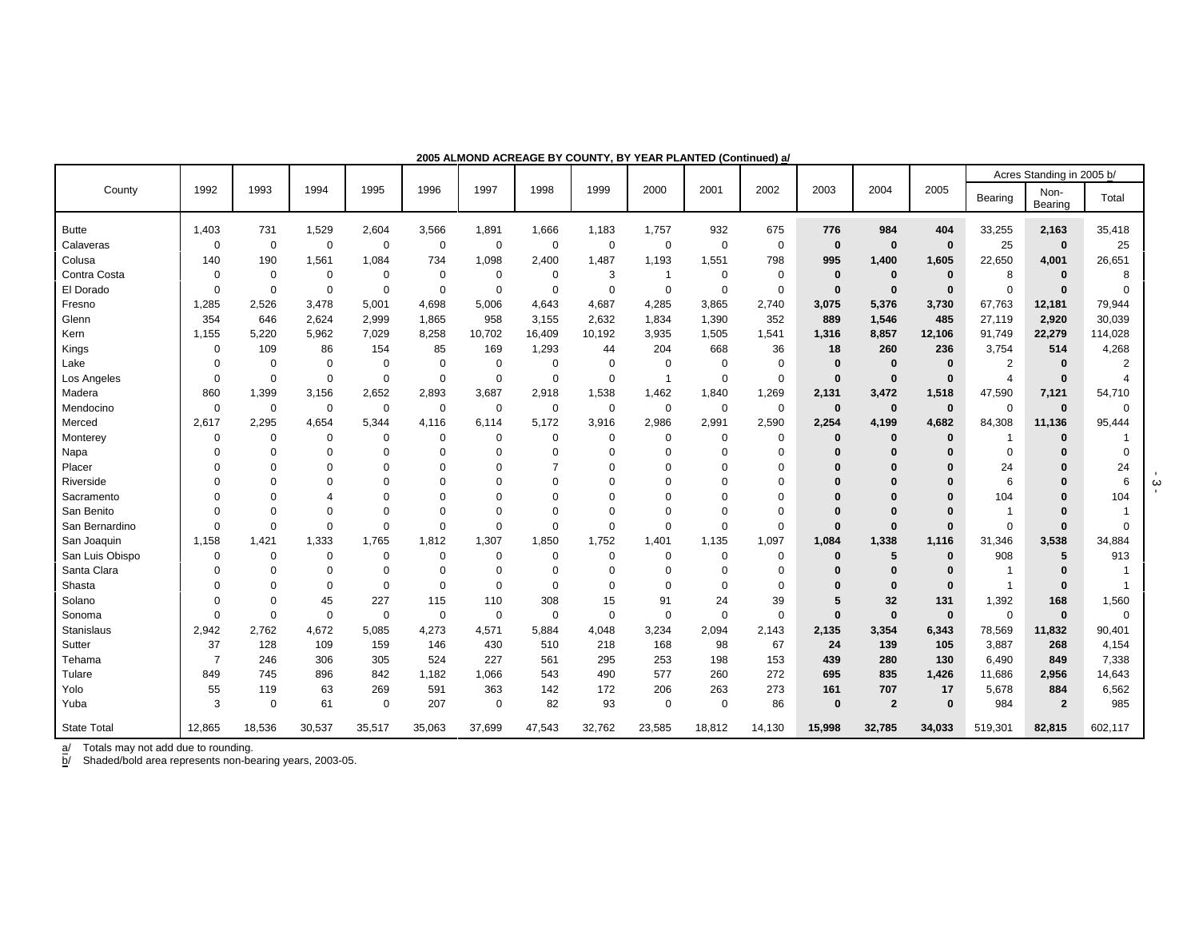**2005 ALMOND ACREAGE BY COUNTY, BY YEAR PLANTED (Continued) a/**

| County | 1992 | 1993 | 1994 | 1995 | 1996 | 1997 | 1998 | 1999 | 2000 | 2001 | 2002 | 2003 | 2004 | 2005 | Acres Standing in 2005 b/ | | |
|---|---|---|---|---|---|---|---|---|---|---|---|---|---|---|---|---|---|
| | | | | | | | | | | | | | | | Bearing | Non-Bearing | Total |
| Butte | 1,403 | 731 | 1,529 | 2,604 | 3,566 | 1,891 | 1,666 | 1,183 | 1,757 | 932 | 675 | **776** | **984** | **404** | 33,255 | **2,163** | 35,418 |
| Calaveras | 0 | 0 | 0 | 0 | 0 | 0 | 0 | 0 | 0 | 0 | 0 | **0** | **0** | **0** | 25 | **0** | 25 |
| Colusa | 140 | 190 | 1,561 | 1,084 | 734 | 1,098 | 2,400 | 1,487 | 1,193 | 1,551 | 798 | **995** | **1,400** | **1,605** | 22,650 | **4,001** | 26,651 |
| Contra Costa | 0 | 0 | 0 | 0 | 0 | 0 | 0 | 3 | 1 | 0 | 0 | **0** | **0** | **0** | 8 | **0** | 8 |
| El Dorado | 0 | 0 | 0 | 0 | 0 | 0 | 0 | 0 | 0 | 0 | 0 | **0** | **0** | **0** | 0 | **0** | 0 |
| Fresno | 1,285 | 2,526 | 3,478 | 5,001 | 4,698 | 5,006 | 4,643 | 4,687 | 4,285 | 3,865 | 2,740 | **3,075** | **5,376** | **3,730** | 67,763 | **12,181** | 79,944 |
| Glenn | 354 | 646 | 2,624 | 2,999 | 1,865 | 958 | 3,155 | 2,632 | 1,834 | 1,390 | 352 | **889** | **1,546** | **485** | 27,119 | **2,920** | 30,039 |
| Kern | 1,155 | 5,220 | 5,962 | 7,029 | 8,258 | 10,702 | 16,409 | 10,192 | 3,935 | 1,505 | 1,541 | **1,316** | **8,857** | **12,106** | 91,749 | **22,279** | 114,028 |
| Kings | 0 | 109 | 86 | 154 | 85 | 169 | 1,293 | 44 | 204 | 668 | 36 | **18** | **260** | **236** | 3,754 | **514** | 4,268 |
| Lake | 0 | 0 | 0 | 0 | 0 | 0 | 0 | 0 | 0 | 0 | 0 | **0** | **0** | **0** | 2 | **0** | 2 |
| Los Angeles | 0 | 0 | 0 | 0 | 0 | 0 | 0 | 0 | 1 | 0 | 0 | **0** | **0** | **0** | 4 | **0** | 4 |
| Madera | 860 | 1,399 | 3,156 | 2,652 | 2,893 | 3,687 | 2,918 | 1,538 | 1,462 | 1,840 | 1,269 | **2,131** | **3,472** | **1,518** | 47,590 | **7,121** | 54,710 |
| Mendocino | 0 | 0 | 0 | 0 | 0 | 0 | 0 | 0 | 0 | 0 | 0 | **0** | **0** | **0** | 0 | **0** | 0 |
| Merced | 2,617 | 2,295 | 4,654 | 5,344 | 4,116 | 6,114 | 5,172 | 3,916 | 2,986 | 2,991 | 2,590 | **2,254** | **4,199** | **4,682** | 84,308 | **11,136** | 95,444 |
| Monterey | 0 | 0 | 0 | 0 | 0 | 0 | 0 | 0 | 0 | 0 | 0 | **0** | **0** | **0** | 1 | **0** | 1 |
| Napa | 0 | 0 | 0 | 0 | 0 | 0 | 0 | 0 | 0 | 0 | 0 | **0** | **0** | **0** | 0 | **0** | 0 |
| Placer | 0 | 0 | 0 | 0 | 0 | 0 | 7 | 0 | 0 | 0 | 0 | **0** | **0** | **0** | 24 | **0** | 24 |
| Riverside | 0 | 0 | 0 | 0 | 0 | 0 | 0 | 0 | 0 | 0 | 0 | **0** | **0** | **0** | 6 | **0** | 6 |
| Sacramento | 0 | 0 | 4 | 0 | 0 | 0 | 0 | 0 | 0 | 0 | 0 | **0** | **0** | **0** | 104 | **0** | 104 |
| San Benito | 0 | 0 | 0 | 0 | 0 | 0 | 0 | 0 | 0 | 0 | 0 | **0** | **0** | **0** | 1 | **0** | 1 |
| San Bernardino | 0 | 0 | 0 | 0 | 0 | 0 | 0 | 0 | 0 | 0 | 0 | **0** | **0** | **0** | 0 | **0** | 0 |
| San Joaquin | 1,158 | 1,421 | 1,333 | 1,765 | 1,812 | 1,307 | 1,850 | 1,752 | 1,401 | 1,135 | 1,097 | **1,084** | **1,338** | **1,116** | 31,346 | **3,538** | 34,884 |
| San Luis Obispo | 0 | 0 | 0 | 0 | 0 | 0 | 0 | 0 | 0 | 0 | 0 | **0** | **5** | **0** | 908 | **5** | 913 |
| Santa Clara | 0 | 0 | 0 | 0 | 0 | 0 | 0 | 0 | 0 | 0 | 0 | **0** | **0** | **0** | 1 | **0** | 1 |
| Shasta | 0 | 0 | 0 | 0 | 0 | 0 | 0 | 0 | 0 | 0 | 0 | **0** | **0** | **0** | 1 | **0** | 1 |
| Solano | 0 | 0 | 45 | 227 | 115 | 110 | 308 | 15 | 91 | 24 | 39 | **5** | **32** | **131** | 1,392 | **168** | 1,560 |
| Sonoma | 0 | 0 | 0 | 0 | 0 | 0 | 0 | 0 | 0 | 0 | 0 | **0** | **0** | **0** | 0 | **0** | 0 |
| Stanislaus | 2,942 | 2,762 | 4,672 | 5,085 | 4,273 | 4,571 | 5,884 | 4,048 | 3,234 | 2,094 | 2,143 | **2,135** | **3,354** | **6,343** | 78,569 | **11,832** | 90,401 |
| Sutter | 37 | 128 | 109 | 159 | 146 | 430 | 510 | 218 | 168 | 98 | 67 | **24** | **139** | **105** | 3,887 | **268** | 4,154 |
| Tehama | 7 | 246 | 306 | 305 | 524 | 227 | 561 | 295 | 253 | 198 | 153 | **439** | **280** | **130** | 6,490 | **849** | 7,338 |
| Tulare | 849 | 745 | 896 | 842 | 1,182 | 1,066 | 543 | 490 | 577 | 260 | 272 | **695** | **835** | **1,426** | 11,686 | **2,956** | 14,643 |
| Yolo | 55 | 119 | 63 | 269 | 591 | 363 | 142 | 172 | 206 | 263 | 273 | **161** | **707** | **17** | 5,678 | **884** | 6,562 |
| Yuba | 3 | 0 | 61 | 0 | 207 | 0 | 82 | 93 | 0 | 0 | 86 | **0** | **2** | **0** | 984 | **2** | 985 |
| State Total | 12,865 | 18,536 | 30,537 | 35,517 | 35,063 | 37,699 | 47,543 | 32,762 | 23,585 | 18,812 | 14,130 | **15,998** | **32,785** | **34,033** | 519,301 | **82,815** | 602,117 |

a/ Totals may not add due to rounding.
b/ Shaded/bold area represents non-bearing years, 2003-05.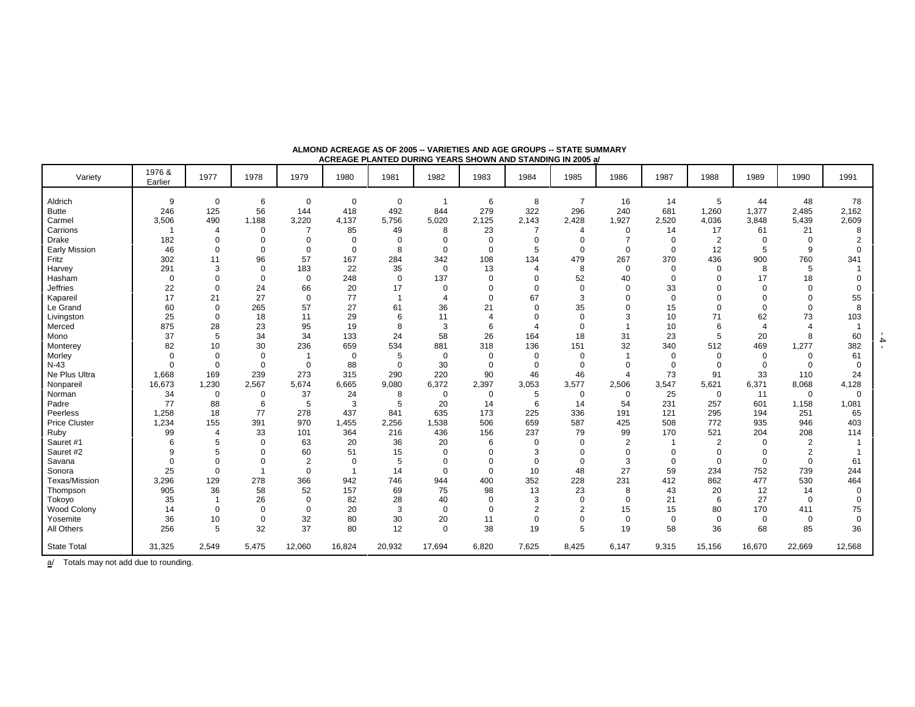**ALMOND ACREAGE AS OF 2005 -- VARIETIES AND AGE GROUPS -- STATE SUMMARY**
**ACREAGE PLANTED DURING YEARS SHOWN AND STANDING IN 2005 a/**

| Variety | 1976 & Earlier | 1977 | 1978 | 1979 | 1980 | 1981 | 1982 | 1983 | 1984 | 1985 | 1986 | 1987 | 1988 | 1989 | 1990 | 1991 |
|---|---|---|---|---|---|---|---|---|---|---|---|---|---|---|---|---|
| Aldrich | 9 | 0 | 6 | 0 | 0 | 0 | 1 | 6 | 8 | 7 | 16 | 14 | 5 | 44 | 48 | 78 |
| Butte | 246 | 125 | 56 | 144 | 418 | 492 | 844 | 279 | 322 | 296 | 240 | 681 | 1,260 | 1,377 | 2,485 | 2,162 |
| Carmel | 3,506 | 490 | 1,188 | 3,220 | 4,137 | 5,756 | 5,020 | 2,125 | 2,143 | 2,428 | 1,927 | 2,520 | 4,036 | 3,848 | 5,439 | 2,609 |
| Carrions | 1 | 4 | 0 | 7 | 85 | 49 | 8 | 23 | 7 | 4 | 0 | 14 | 17 | 61 | 21 | 8 |
| Drake | 182 | 0 | 0 | 0 | 0 | 0 | 0 | 0 | 0 | 0 | 7 | 0 | 2 | 0 | 0 | 2 |
| Early Mission | 46 | 0 | 0 | 0 | 0 | 8 | 0 | 0 | 5 | 0 | 0 | 0 | 12 | 5 | 9 | 0 |
| Fritz | 302 | 11 | 96 | 57 | 167 | 284 | 342 | 108 | 134 | 479 | 267 | 370 | 436 | 900 | 760 | 341 |
| Harvey | 291 | 3 | 0 | 183 | 22 | 35 | 0 | 13 | 4 | 8 | 0 | 0 | 0 | 8 | 5 | 1 |
| Hasham | 0 | 0 | 0 | 0 | 248 | 0 | 137 | 0 | 0 | 52 | 40 | 0 | 0 | 17 | 18 | 0 |
| Jeffries | 22 | 0 | 24 | 66 | 20 | 17 | 0 | 0 | 0 | 0 | 0 | 33 | 0 | 0 | 0 | 0 |
| Kapareil | 17 | 21 | 27 | 0 | 77 | 1 | 4 | 0 | 67 | 3 | 0 | 0 | 0 | 0 | 0 | 55 |
| Le Grand | 60 | 0 | 265 | 57 | 27 | 61 | 36 | 21 | 0 | 35 | 0 | 15 | 0 | 0 | 0 | 8 |
| Livingston | 25 | 0 | 18 | 11 | 29 | 6 | 11 | 4 | 0 | 0 | 3 | 10 | 71 | 62 | 73 | 103 |
| Merced | 875 | 28 | 23 | 95 | 19 | 8 | 3 | 6 | 4 | 0 | 1 | 10 | 6 | 4 | 4 | 1 |
| Mono | 37 | 5 | 34 | 34 | 133 | 24 | 58 | 26 | 164 | 18 | 31 | 23 | 5 | 20 | 8 | 60 |
| Monterey | 82 | 10 | 30 | 236 | 659 | 534 | 881 | 318 | 136 | 151 | 32 | 340 | 512 | 469 | 1,277 | 382 |
| Morley | 0 | 0 | 0 | 1 | 0 | 5 | 0 | 0 | 0 | 0 | 1 | 0 | 0 | 0 | 0 | 61 |
| N-43 | 0 | 0 | 0 | 0 | 88 | 0 | 30 | 0 | 0 | 0 | 0 | 0 | 0 | 0 | 0 | 0 |
| Ne Plus Ultra | 1,668 | 169 | 239 | 273 | 315 | 290 | 220 | 90 | 46 | 46 | 4 | 73 | 91 | 33 | 110 | 24 |
| Nonpareil | 16,673 | 1,230 | 2,567 | 5,674 | 6,665 | 9,080 | 6,372 | 2,397 | 3,053 | 3,577 | 2,506 | 3,547 | 5,621 | 6,371 | 8,068 | 4,128 |
| Norman | 34 | 0 | 0 | 37 | 24 | 8 | 0 | 0 | 5 | 0 | 0 | 25 | 0 | 11 | 0 | 0 |
| Padre | 77 | 88 | 6 | 5 | 3 | 5 | 20 | 14 | 6 | 14 | 54 | 231 | 257 | 601 | 1,158 | 1,081 |
| Peerless | 1,258 | 18 | 77 | 278 | 437 | 841 | 635 | 173 | 225 | 336 | 191 | 121 | 295 | 194 | 251 | 65 |
| Price Cluster | 1,234 | 155 | 391 | 970 | 1,455 | 2,256 | 1,538 | 506 | 659 | 587 | 425 | 508 | 772 | 935 | 946 | 403 |
| Ruby | 99 | 4 | 33 | 101 | 364 | 216 | 436 | 156 | 237 | 79 | 99 | 170 | 521 | 204 | 208 | 114 |
| Sauret #1 | 6 | 5 | 0 | 63 | 20 | 36 | 20 | 6 | 0 | 0 | 2 | 1 | 2 | 0 | 2 | 1 |
| Sauret #2 | 9 | 5 | 0 | 60 | 51 | 15 | 0 | 0 | 3 | 0 | 0 | 0 | 0 | 0 | 2 | 1 |
| Savana | 0 | 0 | 0 | 2 | 0 | 5 | 0 | 0 | 0 | 0 | 3 | 0 | 0 | 0 | 0 | 61 |
| Sonora | 25 | 0 | 1 | 0 | 1 | 14 | 0 | 0 | 10 | 48 | 27 | 59 | 234 | 752 | 739 | 244 |
| Texas/Mission | 3,296 | 129 | 278 | 366 | 942 | 746 | 944 | 400 | 352 | 228 | 231 | 412 | 862 | 477 | 530 | 464 |
| Thompson | 905 | 36 | 58 | 52 | 157 | 69 | 75 | 98 | 13 | 23 | 8 | 43 | 20 | 12 | 14 | 0 |
| Tokoyo | 35 | 1 | 26 | 0 | 82 | 28 | 40 | 0 | 3 | 0 | 0 | 21 | 6 | 27 | 0 | 0 |
| Wood Colony | 14 | 0 | 0 | 0 | 20 | 3 | 0 | 0 | 2 | 2 | 15 | 15 | 80 | 170 | 411 | 75 |
| Yosemite | 36 | 10 | 0 | 32 | 80 | 30 | 20 | 11 | 0 | 0 | 0 | 0 | 0 | 0 | 0 | 0 |
| All Others | 256 | 5 | 32 | 37 | 80 | 12 | 0 | 38 | 19 | 5 | 19 | 58 | 36 | 68 | 85 | 36 |
| State Total | 31,325 | 2,549 | 5,475 | 12,060 | 16,824 | 20,932 | 17,694 | 6,820 | 7,625 | 8,425 | 6,147 | 9,315 | 15,156 | 16,670 | 22,669 | 12,568 |

a/ Totals may not add due to rounding.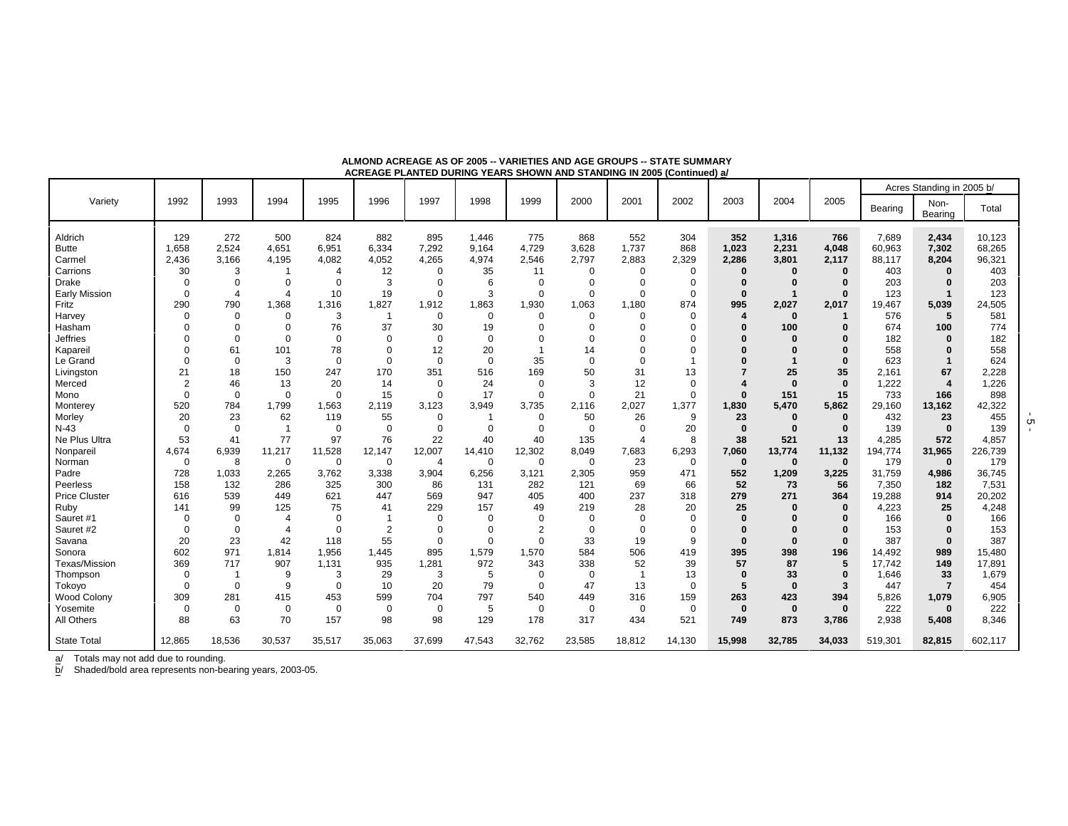**ALMOND ACREAGE AS OF 2005 -- VARIETIES AND AGE GROUPS -- STATE SUMMARY**
**ACREAGE PLANTED DURING YEARS SHOWN AND STANDING IN 2005 (Continued) a/**

| Variety | 1992 | 1993 | 1994 | 1995 | 1996 | 1997 | 1998 | 1999 | 2000 | 2001 | 2002 | 2003 | 2004 | 2005 | Acres Standing in 2005 b/ | | |
|---|---|---|---|---|---|---|---|---|---|---|---|---|---|---|---|---|---|
| | | | | | | | | | | | | | | | Bearing | Non-Bearing | Total |
| Aldrich | 129 | 272 | 500 | 824 | 882 | 895 | 1,446 | 775 | 868 | 552 | 304 | **352** | **1,316** | **766** | 7,689 | **2,434** | 10,123 |
| Butte | 1,658 | 2,524 | 4,651 | 6,951 | 6,334 | 7,292 | 9,164 | 4,729 | 3,628 | 1,737 | 868 | **1,023** | **2,231** | **4,048** | 60,963 | **7,302** | 68,265 |
| Carmel | 2,436 | 3,166 | 4,195 | 4,082 | 4,052 | 4,265 | 4,974 | 2,546 | 2,797 | 2,883 | 2,329 | **2,286** | **3,801** | **2,117** | 88,117 | **8,204** | 96,321 |
| Carrions | 30 | 3 | 1 | 4 | 12 | 0 | 35 | 11 | 0 | 0 | 0 | **0** | **0** | **0** | 403 | **0** | 403 |
| Drake | 0 | 0 | 0 | 0 | 3 | 0 | 6 | 0 | 0 | 0 | 0 | **0** | **0** | **0** | 203 | **0** | 203 |
| Early Mission | 0 | 4 | 4 | 10 | 19 | 0 | 3 | 0 | 0 | 0 | 0 | **0** | **1** | **0** | 123 | **1** | 123 |
| Fritz | 290 | 790 | 1,368 | 1,316 | 1,827 | 1,912 | 1,863 | 1,930 | 1,063 | 1,180 | 874 | **995** | **2,027** | **2,017** | 19,467 | **5,039** | 24,505 |
| Harvey | 0 | 0 | 0 | 3 | 1 | 0 | 0 | 0 | 0 | 0 | 0 | **4** | **0** | **1** | 576 | **5** | 581 |
| Hasham | 0 | 0 | 0 | 76 | 37 | 30 | 19 | 0 | 0 | 0 | 0 | **0** | **100** | **0** | 674 | **100** | 774 |
| Jeffries | 0 | 0 | 0 | 0 | 0 | 0 | 0 | 0 | 0 | 0 | 0 | **0** | **0** | **0** | 182 | **0** | 182 |
| Kapareil | 0 | 61 | 101 | 78 | 0 | 12 | 20 | 1 | 14 | 0 | 0 | **0** | **0** | **0** | 558 | **0** | 558 |
| Le Grand | 0 | 0 | 3 | 0 | 0 | 0 | 0 | 35 | 0 | 0 | 1 | **0** | **1** | **0** | 623 | **1** | 624 |
| Livingston | 21 | 18 | 150 | 247 | 170 | 351 | 516 | 169 | 50 | 31 | 13 | **7** | **25** | **35** | 2,161 | **67** | 2,228 |
| Merced | 2 | 46 | 13 | 20 | 14 | 0 | 24 | 0 | 3 | 12 | 0 | **4** | **0** | **0** | 1,222 | **4** | 1,226 |
| Mono | 0 | 0 | 0 | 0 | 15 | 0 | 17 | 0 | 0 | 21 | 0 | **0** | **151** | **15** | 733 | **166** | 898 |
| Monterey | 520 | 784 | 1,799 | 1,563 | 2,119 | 3,123 | 3,949 | 3,735 | 2,116 | 2,027 | 1,377 | **1,830** | **5,470** | **5,862** | 29,160 | **13,162** | 42,322 |
| Morley | 20 | 23 | 62 | 119 | 55 | 0 | 1 | 0 | 50 | 26 | 9 | **23** | **0** | **0** | 432 | **23** | 455 |
| N-43 | 0 | 0 | 1 | 0 | 0 | 0 | 0 | 0 | 0 | 0 | 20 | **0** | **0** | **0** | 139 | **0** | 139 |
| Ne Plus Ultra | 53 | 41 | 77 | 97 | 76 | 22 | 40 | 40 | 135 | 4 | 8 | **38** | **521** | **13** | 4,285 | **572** | 4,857 |
| Nonpareil | 4,674 | 6,939 | 11,217 | 11,528 | 12,147 | 12,007 | 14,410 | 12,302 | 8,049 | 7,683 | 6,293 | **7,060** | **13,774** | **11,132** | 194,774 | **31,965** | 226,739 |
| Norman | 0 | 8 | 0 | 0 | 0 | 4 | 0 | 0 | 0 | 23 | 0 | **0** | **0** | **0** | 179 | **0** | 179 |
| Padre | 728 | 1,033 | 2,265 | 3,762 | 3,338 | 3,904 | 6,256 | 3,121 | 2,305 | 959 | 471 | **552** | **1,209** | **3,225** | 31,759 | **4,986** | 36,745 |
| Peerless | 158 | 132 | 286 | 325 | 300 | 86 | 131 | 282 | 121 | 69 | 66 | **52** | **73** | **56** | 7,350 | **182** | 7,531 |
| Price Cluster | 616 | 539 | 449 | 621 | 447 | 569 | 947 | 405 | 400 | 237 | 318 | **279** | **271** | **364** | 19,288 | **914** | 20,202 |
| Ruby | 141 | 99 | 125 | 75 | 41 | 229 | 157 | 49 | 219 | 28 | 20 | **25** | **0** | **0** | 4,223 | **25** | 4,248 |
| Sauret #1 | 0 | 0 | 4 | 0 | 1 | 0 | 0 | 0 | 0 | 0 | 0 | **0** | **0** | **0** | 166 | **0** | 166 |
| Sauret #2 | 0 | 0 | 4 | 0 | 2 | 0 | 0 | 2 | 0 | 0 | 0 | **0** | **0** | **0** | 153 | **0** | 153 |
| Savana | 20 | 23 | 42 | 118 | 55 | 0 | 0 | 0 | 33 | 19 | 9 | **0** | **0** | **0** | 387 | **0** | 387 |
| Sonora | 602 | 971 | 1,814 | 1,956 | 1,445 | 895 | 1,579 | 1,570 | 584 | 506 | 419 | **395** | **398** | **196** | 14,492 | **989** | 15,480 |
| Texas/Mission | 369 | 717 | 907 | 1,131 | 935 | 1,281 | 972 | 343 | 338 | 52 | 39 | **57** | **87** | **5** | 17,742 | **149** | 17,891 |
| Thompson | 0 | 1 | 9 | 3 | 29 | 3 | 5 | 0 | 0 | 1 | 13 | **0** | **33** | **0** | 1,646 | **33** | 1,679 |
| Tokoyo | 0 | 0 | 9 | 0 | 10 | 20 | 79 | 0 | 47 | 13 | 0 | **5** | **0** | **3** | 447 | **7** | 454 |
| Wood Colony | 309 | 281 | 415 | 453 | 599 | 704 | 797 | 540 | 449 | 316 | 159 | **263** | **423** | **394** | 5,826 | **1,079** | 6,905 |
| Yosemite | 0 | 0 | 0 | 0 | 0 | 0 | 5 | 0 | 0 | 0 | 0 | **0** | **0** | **0** | 222 | **0** | 222 |
| All Others | 88 | 63 | 70 | 157 | 98 | 98 | 129 | 178 | 317 | 434 | 521 | **749** | **873** | **3,786** | 2,938 | **5,408** | 8,346 |
| State Total | 12,865 | 18,536 | 30,537 | 35,517 | 35,063 | 37,699 | 47,543 | 32,762 | 23,585 | 18,812 | 14,130 | **15,998** | **32,785** | **34,033** | 519,301 | **82,815** | 602,117 |

a/ Totals may not add due to rounding.
b/ Shaded/bold area represents non-bearing years, 2003-05.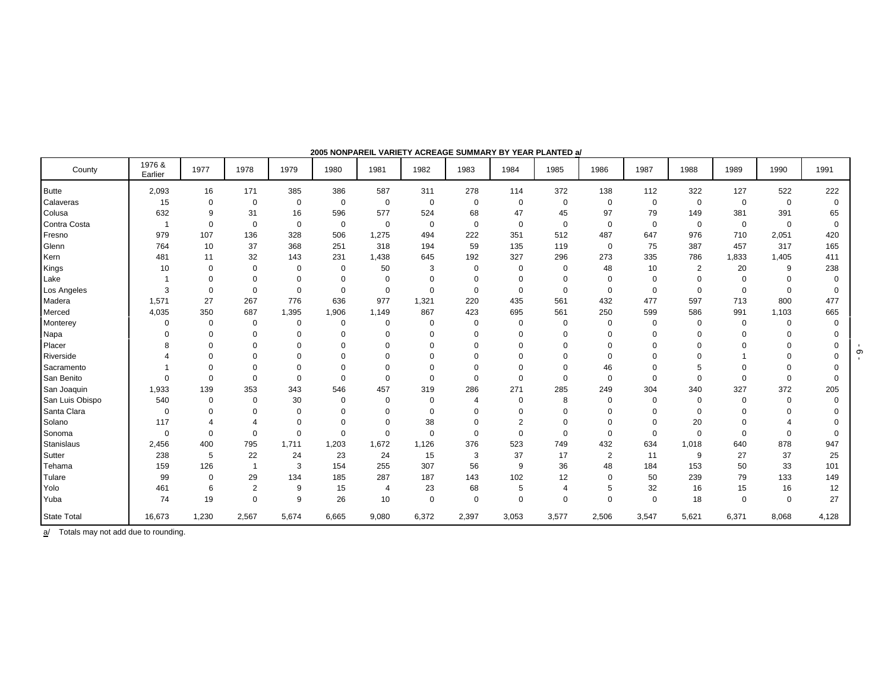**2005 NONPAREIL VARIETY ACREAGE SUMMARY BY YEAR PLANTED a/**

| County | 1976 & Earlier | 1977 | 1978 | 1979 | 1980 | 1981 | 1982 | 1983 | 1984 | 1985 | 1986 | 1987 | 1988 | 1989 | 1990 | 1991 |
|---|---|---|---|---|---|---|---|---|---|---|---|---|---|---|---|---|
| Butte | 2,093 | 16 | 171 | 385 | 386 | 587 | 311 | 278 | 114 | 372 | 138 | 112 | 322 | 127 | 522 | 222 |
| Calaveras | 15 | 0 | 0 | 0 | 0 | 0 | 0 | 0 | 0 | 0 | 0 | 0 | 0 | 0 | 0 | 0 |
| Colusa | 632 | 9 | 31 | 16 | 596 | 577 | 524 | 68 | 47 | 45 | 97 | 79 | 149 | 381 | 391 | 65 |
| Contra Costa | 1 | 0 | 0 | 0 | 0 | 0 | 0 | 0 | 0 | 0 | 0 | 0 | 0 | 0 | 0 | 0 |
| Fresno | 979 | 107 | 136 | 328 | 506 | 1,275 | 494 | 222 | 351 | 512 | 487 | 647 | 976 | 710 | 2,051 | 420 |
| Glenn | 764 | 10 | 37 | 368 | 251 | 318 | 194 | 59 | 135 | 119 | 0 | 75 | 387 | 457 | 317 | 165 |
| Kern | 481 | 11 | 32 | 143 | 231 | 1,438 | 645 | 192 | 327 | 296 | 273 | 335 | 786 | 1,833 | 1,405 | 411 |
| Kings | 10 | 0 | 0 | 0 | 0 | 50 | 3 | 0 | 0 | 0 | 48 | 10 | 2 | 20 | 9 | 238 |
| Lake | 1 | 0 | 0 | 0 | 0 | 0 | 0 | 0 | 0 | 0 | 0 | 0 | 0 | 0 | 0 | 0 |
| Los Angeles | 3 | 0 | 0 | 0 | 0 | 0 | 0 | 0 | 0 | 0 | 0 | 0 | 0 | 0 | 0 | 0 |
| Madera | 1,571 | 27 | 267 | 776 | 636 | 977 | 1,321 | 220 | 435 | 561 | 432 | 477 | 597 | 713 | 800 | 477 |
| Merced | 4,035 | 350 | 687 | 1,395 | 1,906 | 1,149 | 867 | 423 | 695 | 561 | 250 | 599 | 586 | 991 | 1,103 | 665 |
| Monterey | 0 | 0 | 0 | 0 | 0 | 0 | 0 | 0 | 0 | 0 | 0 | 0 | 0 | 0 | 0 | 0 |
| Napa | 0 | 0 | 0 | 0 | 0 | 0 | 0 | 0 | 0 | 0 | 0 | 0 | 0 | 0 | 0 | 0 |
| Placer | 8 | 0 | 0 | 0 | 0 | 0 | 0 | 0 | 0 | 0 | 0 | 0 | 0 | 0 | 0 | 0 |
| Riverside | 4 | 0 | 0 | 0 | 0 | 0 | 0 | 0 | 0 | 0 | 0 | 0 | 0 | 1 | 0 | 0 |
| Sacramento | 1 | 0 | 0 | 0 | 0 | 0 | 0 | 0 | 0 | 0 | 46 | 0 | 5 | 0 | 0 | 0 |
| San Benito | 0 | 0 | 0 | 0 | 0 | 0 | 0 | 0 | 0 | 0 | 0 | 0 | 0 | 0 | 0 | 0 |
| San Joaquin | 1,933 | 139 | 353 | 343 | 546 | 457 | 319 | 286 | 271 | 285 | 249 | 304 | 340 | 327 | 372 | 205 |
| San Luis Obispo | 540 | 0 | 0 | 30 | 0 | 0 | 0 | 4 | 0 | 8 | 0 | 0 | 0 | 0 | 0 | 0 |
| Santa Clara | 0 | 0 | 0 | 0 | 0 | 0 | 0 | 0 | 0 | 0 | 0 | 0 | 0 | 0 | 0 | 0 |
| Solano | 117 | 4 | 4 | 0 | 0 | 0 | 38 | 0 | 2 | 0 | 0 | 0 | 20 | 0 | 4 | 0 |
| Sonoma | 0 | 0 | 0 | 0 | 0 | 0 | 0 | 0 | 0 | 0 | 0 | 0 | 0 | 0 | 0 | 0 |
| Stanislaus | 2,456 | 400 | 795 | 1,711 | 1,203 | 1,672 | 1,126 | 376 | 523 | 749 | 432 | 634 | 1,018 | 640 | 878 | 947 |
| Sutter | 238 | 5 | 22 | 24 | 23 | 24 | 15 | 3 | 37 | 17 | 2 | 11 | 9 | 27 | 37 | 25 |
| Tehama | 159 | 126 | 1 | 3 | 154 | 255 | 307 | 56 | 9 | 36 | 48 | 184 | 153 | 50 | 33 | 101 |
| Tulare | 99 | 0 | 29 | 134 | 185 | 287 | 187 | 143 | 102 | 12 | 0 | 50 | 239 | 79 | 133 | 149 |
| Yolo | 461 | 6 | 2 | 9 | 15 | 4 | 23 | 68 | 5 | 4 | 5 | 32 | 16 | 15 | 16 | 12 |
| Yuba | 74 | 19 | 0 | 9 | 26 | 10 | 0 | 0 | 0 | 0 | 0 | 0 | 18 | 0 | 0 | 27 |
| State Total | 16,673 | 1,230 | 2,567 | 5,674 | 6,665 | 9,080 | 6,372 | 2,397 | 3,053 | 3,577 | 2,506 | 3,547 | 5,621 | 6,371 | 8,068 | 4,128 |

a/ Totals may not add due to rounding.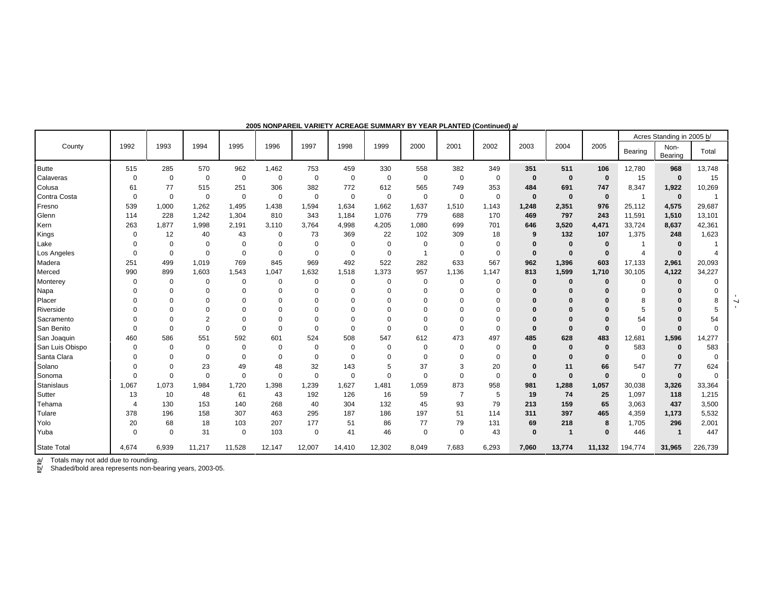**2005 NONPAREIL VARIETY ACREAGE SUMMARY BY YEAR PLANTED (Continued) a/**

| County | 1992 | 1993 | 1994 | 1995 | 1996 | 1997 | 1998 | 1999 | 2000 | 2001 | 2002 | 2003 | 2004 | 2005 | Acres Standing in 2005 b/ | | |
|---|---|---|---|---|---|---|---|---|---|---|---|---|---|---|---|---|---|
| | | | | | | | | | | | | | | | Bearing | Non-Bearing | Total |
| Butte | 515 | 285 | 570 | 962 | 1,462 | 753 | 459 | 330 | 558 | 382 | 349 | **351** | **511** | **106** | 12,780 | **968** | 13,748 |
| Calaveras | 0 | 0 | 0 | 0 | 0 | 0 | 0 | 0 | 0 | 0 | 0 | **0** | **0** | **0** | 15 | **0** | 15 |
| Colusa | 61 | 77 | 515 | 251 | 306 | 382 | 772 | 612 | 565 | 749 | 353 | **484** | **691** | **747** | 8,347 | **1,922** | 10,269 |
| Contra Costa | 0 | 0 | 0 | 0 | 0 | 0 | 0 | 0 | 0 | 0 | 0 | **0** | **0** | **0** | 1 | **0** | 1 |
| Fresno | 539 | 1,000 | 1,262 | 1,495 | 1,438 | 1,594 | 1,634 | 1,662 | 1,637 | 1,510 | 1,143 | **1,248** | **2,351** | **976** | 25,112 | **4,575** | 29,687 |
| Glenn | 114 | 228 | 1,242 | 1,304 | 810 | 343 | 1,184 | 1,076 | 779 | 688 | 170 | **469** | **797** | **243** | 11,591 | **1,510** | 13,101 |
| Kern | 263 | 1,877 | 1,998 | 2,191 | 3,110 | 3,764 | 4,998 | 4,205 | 1,080 | 699 | 701 | **646** | **3,520** | **4,471** | 33,724 | **8,637** | 42,361 |
| Kings | 0 | 12 | 40 | 43 | 0 | 73 | 369 | 22 | 102 | 309 | 18 | **9** | **132** | **107** | 1,375 | **248** | 1,623 |
| Lake | 0 | 0 | 0 | 0 | 0 | 0 | 0 | 0 | 0 | 0 | 0 | **0** | **0** | **0** | 1 | **0** | 1 |
| Los Angeles | 0 | 0 | 0 | 0 | 0 | 0 | 0 | 0 | 1 | 0 | 0 | **0** | **0** | **0** | 4 | **0** | 4 |
| Madera | 251 | 499 | 1,019 | 769 | 845 | 969 | 492 | 522 | 282 | 633 | 567 | **962** | **1,396** | **603** | 17,133 | **2,961** | 20,093 |
| Merced | 990 | 899 | 1,603 | 1,543 | 1,047 | 1,632 | 1,518 | 1,373 | 957 | 1,136 | 1,147 | **813** | **1,599** | **1,710** | 30,105 | **4,122** | 34,227 |
| Monterey | 0 | 0 | 0 | 0 | 0 | 0 | 0 | 0 | 0 | 0 | 0 | **0** | **0** | **0** | 0 | **0** | 0 |
| Napa | 0 | 0 | 0 | 0 | 0 | 0 | 0 | 0 | 0 | 0 | 0 | **0** | **0** | **0** | 0 | **0** | 0 |
| Placer | 0 | 0 | 0 | 0 | 0 | 0 | 0 | 0 | 0 | 0 | 0 | **0** | **0** | **0** | 8 | **0** | 8 |
| Riverside | 0 | 0 | 0 | 0 | 0 | 0 | 0 | 0 | 0 | 0 | 0 | **0** | **0** | **0** | 5 | **0** | 5 |
| Sacramento | 0 | 0 | 2 | 0 | 0 | 0 | 0 | 0 | 0 | 0 | 0 | **0** | **0** | **0** | 54 | **0** | 54 |
| San Benito | 0 | 0 | 0 | 0 | 0 | 0 | 0 | 0 | 0 | 0 | 0 | **0** | **0** | **0** | 0 | **0** | 0 |
| San Joaquin | 460 | 586 | 551 | 592 | 601 | 524 | 508 | 547 | 612 | 473 | 497 | **485** | **628** | **483** | 12,681 | **1,596** | 14,277 |
| San Luis Obispo | 0 | 0 | 0 | 0 | 0 | 0 | 0 | 0 | 0 | 0 | 0 | **0** | **0** | **0** | 583 | **0** | 583 |
| Santa Clara | 0 | 0 | 0 | 0 | 0 | 0 | 0 | 0 | 0 | 0 | 0 | **0** | **0** | **0** | 0 | **0** | 0 |
| Solano | 0 | 0 | 23 | 49 | 48 | 32 | 143 | 5 | 37 | 3 | 20 | **0** | **11** | **66** | 547 | **77** | 624 |
| Sonoma | 0 | 0 | 0 | 0 | 0 | 0 | 0 | 0 | 0 | 0 | 0 | **0** | **0** | **0** | 0 | **0** | 0 |
| Stanislaus | 1,067 | 1,073 | 1,984 | 1,720 | 1,398 | 1,239 | 1,627 | 1,481 | 1,059 | 873 | 958 | **981** | **1,288** | **1,057** | 30,038 | **3,326** | 33,364 |
| Sutter | 13 | 10 | 48 | 61 | 43 | 192 | 126 | 16 | 59 | 7 | 5 | **19** | **74** | **25** | 1,097 | **118** | 1,215 |
| Tehama | 4 | 130 | 153 | 140 | 268 | 40 | 304 | 132 | 45 | 93 | 79 | **213** | **159** | **65** | 3,063 | **437** | 3,500 |
| Tulare | 378 | 196 | 158 | 307 | 463 | 295 | 187 | 186 | 197 | 51 | 114 | **311** | **397** | **465** | 4,359 | **1,173** | 5,532 |
| Yolo | 20 | 68 | 18 | 103 | 207 | 177 | 51 | 86 | 77 | 79 | 131 | **69** | **218** | **8** | 1,705 | **296** | 2,001 |
| Yuba | 0 | 0 | 31 | 0 | 103 | 0 | 41 | 46 | 0 | 0 | 43 | **0** | **1** | **0** | 446 | **1** | 447 |
| State Total | 4,674 | 6,939 | 11,217 | 11,528 | 12,147 | 12,007 | 14,410 | 12,302 | 8,049 | 7,683 | 6,293 | **7,060** | **13,774** | **11,132** | 194,774 | **31,965** | 226,739 |

a/ Totals may not add due to rounding.
b/ Shaded/bold area represents non-bearing years, 2003-05.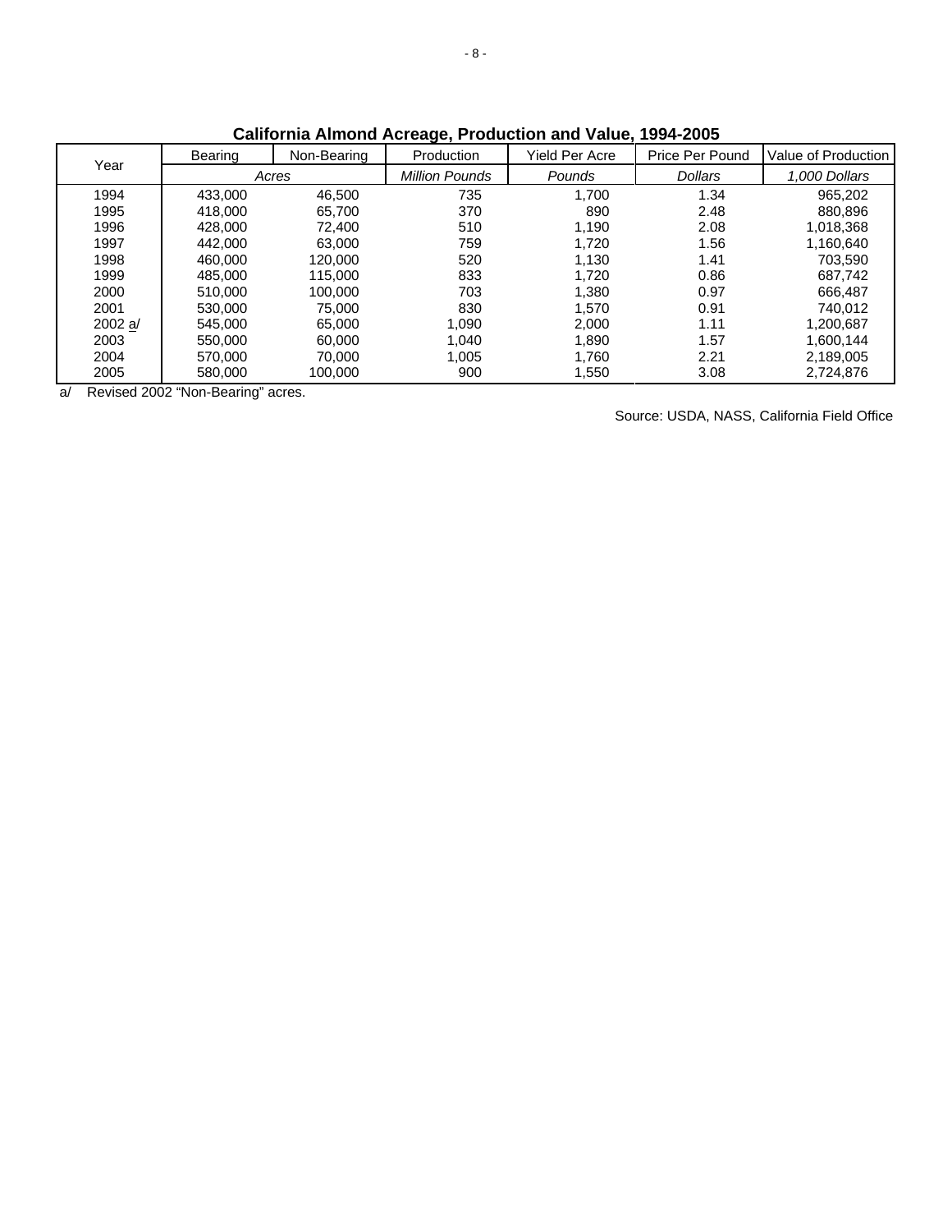## California Almond Acreage, Production and Value, 1994-2005

| Year | Bearing | Non-Bearing | Production | Yield Per Acre | Price Per Pound | Value of Production |
|---|---|---|---|---|---|---|
| | *Acres* | | *Million Pounds* | *Pounds* | *Dollars* | *1,000 Dollars* |
| 1994 | 433,000 | 46,500 | 735 | 1,700 | 1.34 | 965,202 |
| 1995 | 418,000 | 65,700 | 370 | 890 | 2.48 | 880,896 |
| 1996 | 428,000 | 72,400 | 510 | 1,190 | 2.08 | 1,018,368 |
| 1997 | 442,000 | 63,000 | 759 | 1,720 | 1.56 | 1,160,640 |
| 1998 | 460,000 | 120,000 | 520 | 1,130 | 1.41 | 703,590 |
| 1999 | 485,000 | 115,000 | 833 | 1,720 | 0.86 | 687,742 |
| 2000 | 510,000 | 100,000 | 703 | 1,380 | 0.97 | 666,487 |
| 2001 | 530,000 | 75,000 | 830 | 1,570 | 0.91 | 740,012 |
| 2002 a/ | 545,000 | 65,000 | 1,090 | 2,000 | 1.11 | 1,200,687 |
| 2003 | 550,000 | 60,000 | 1,040 | 1,890 | 1.57 | 1,600,144 |
| 2004 | 570,000 | 70,000 | 1,005 | 1,760 | 2.21 | 2,189,005 |
| 2005 | 580,000 | 100,000 | 900 | 1,550 | 3.08 | 2,724,876 |

a/ Revised 2002 "Non-Bearing" acres.

Source: USDA, NASS, California Field Office